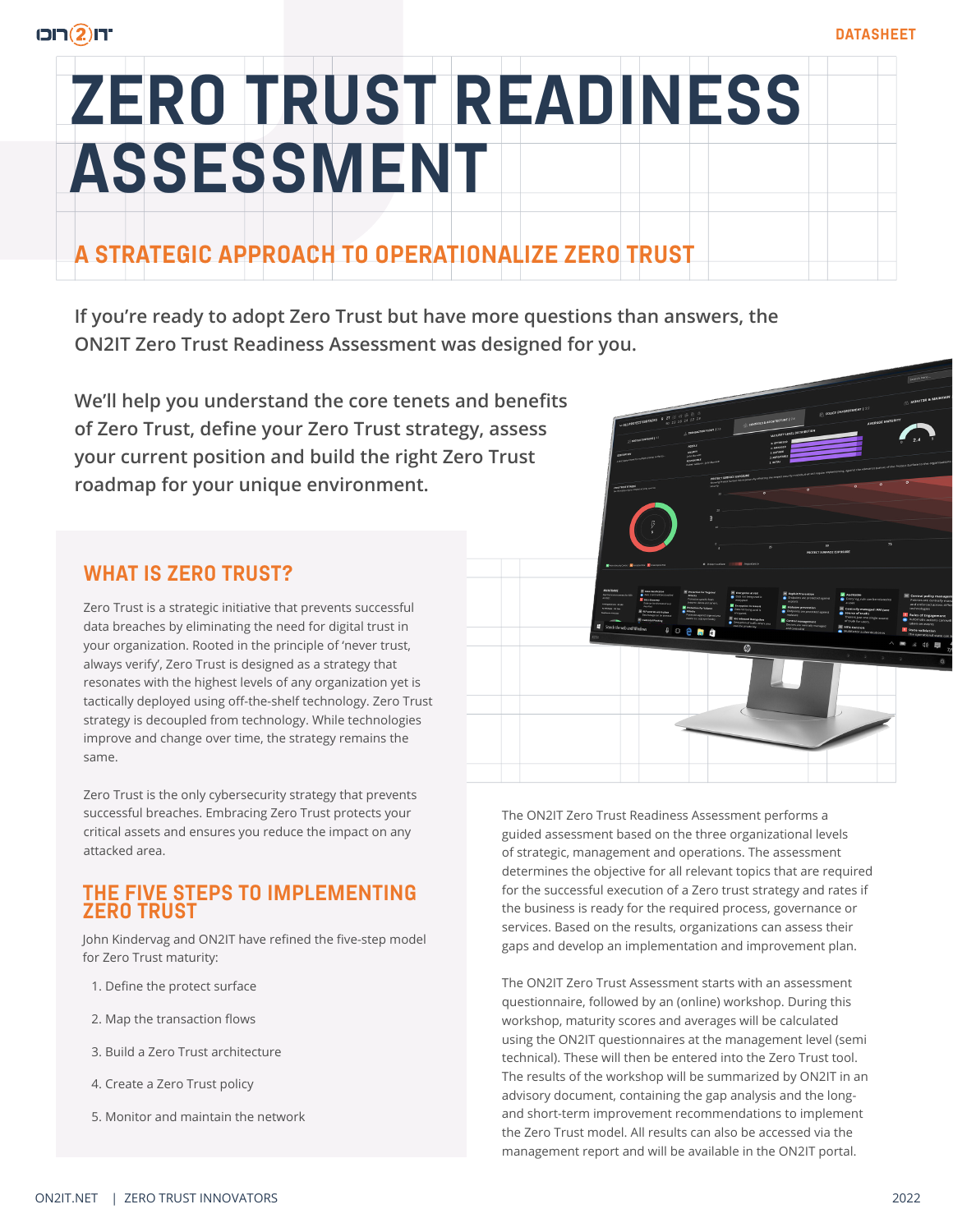DATASHEET

# ZERO TRUST READINESS ASSESSMENT

## A STRATEGIC APPROACH TO OPERATIONALIZE ZERO TRUST

**If you're ready to adopt Zero Trust but have more questions than answers, the ON2IT Zero Trust Readiness Assessment was designed for you.**

**We'll help you understand the core tenets and benefits of Zero Trust, define your Zero Trust strategy, assess your current position and build the right Zero Trust roadmap for your unique environment.**

### WHAT IS ZERO TRUST?

Zero Trust is a strategic initiative that prevents successful data breaches by eliminating the need for digital trust in your organization. Rooted in the principle of 'never trust, always verify', Zero Trust is designed as a strategy that resonates with the highest levels of any organization yet is tactically deployed using off-the-shelf technology. Zero Trust strategy is decoupled from technology. While technologies improve and change over time, the strategy remains the same.

Zero Trust is the only cybersecurity strategy that prevents successful breaches. Embracing Zero Trust protects your critical assets and ensures you reduce the impact on any attacked area.

### THE FIVE STEPS TO IMPLEMENTING ZERO TRUST

John Kindervag and ON2IT have refined the five-step model for Zero Trust maturity:

1. Define the protect surface
2. Map the transaction flows
3. Build a Zero Trust architecture
4. Create a Zero Trust policy
5. Monitor and maintain the network

The ON2IT Zero Trust Readiness Assessment performs a guided assessment based on the three organizational levels of strategic, management and operations. The assessment determines the objective for all relevant topics that are required for the successful execution of a Zero trust strategy and rates if the business is ready for the required process, governance or services. Based on the results, organizations can assess their gaps and develop an implementation and improvement plan.

The ON2IT Zero Trust Assessment starts with an assessment questionnaire, followed by an (online) workshop. During this workshop, maturity scores and averages will be calculated using the ON2IT questionnaires at the management level (semi technical). These will then be entered into the Zero Trust tool. The results of the workshop will be summarized by ON2IT in an advisory document, containing the gap analysis and the long- and short-term improvement recommendations to implement the Zero Trust model. All results can also be accessed via the management report and will be available in the ON2IT portal.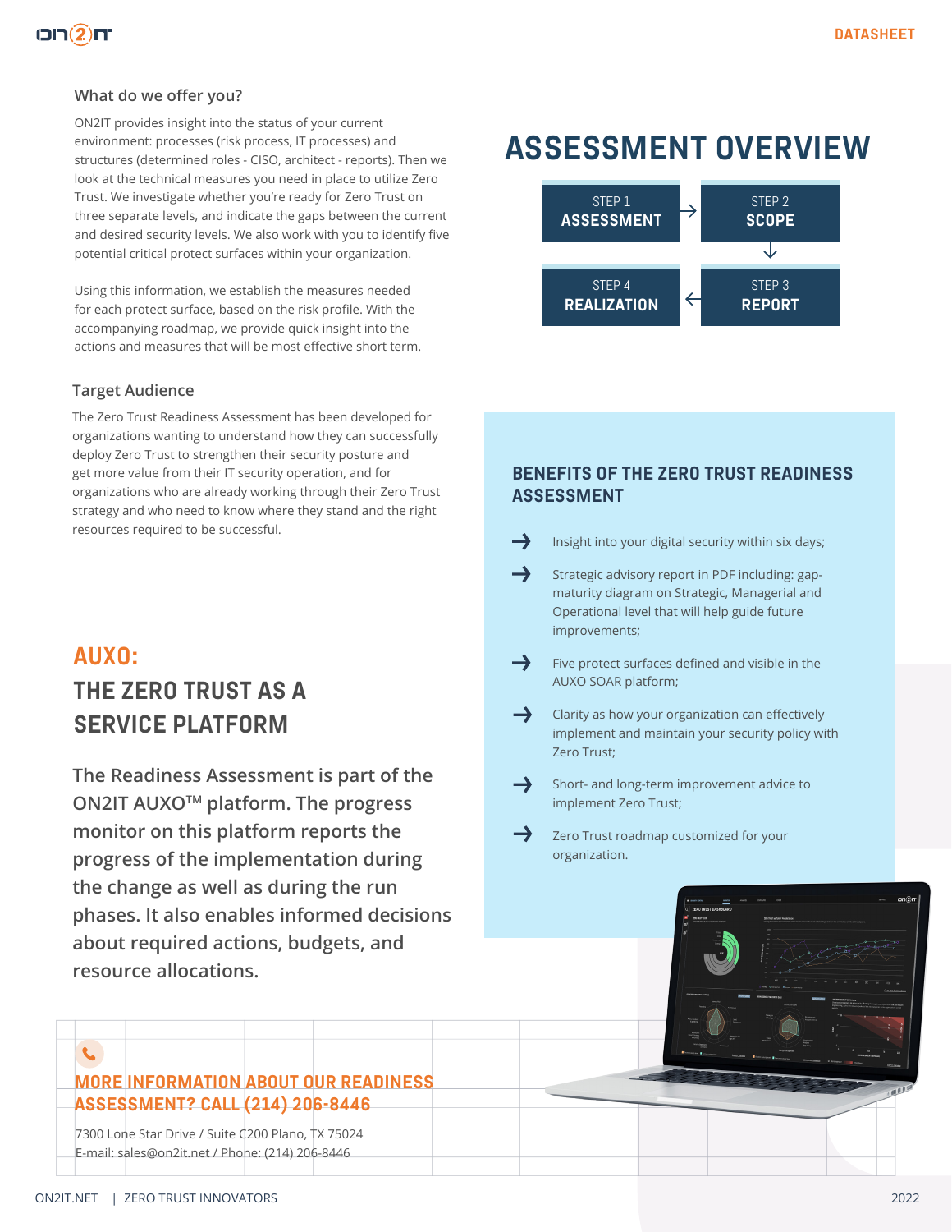## What do we offer you?

ON2IT provides insight into the status of your current environment: processes (risk process, IT processes) and structures (determined roles - CISO, architect - reports). Then we look at the technical measures you need in place to utilize Zero Trust. We investigate whether you're ready for Zero Trust on three separate levels, and indicate the gaps between the current and desired security levels. We also work with you to identify five potential critical protect surfaces within your organization.

Using this information, we establish the measures needed for each protect surface, based on the risk profile. With the accompanying roadmap, we provide quick insight into the actions and measures that will be most effective short term.

## Target Audience

The Zero Trust Readiness Assessment has been developed for organizations wanting to understand how they can successfully deploy Zero Trust to strengthen their security posture and get more value from their IT security operation, and for organizations who are already working through their Zero Trust strategy and who need to know where they stand and the right resources required to be successful.

# ASSESSMENT OVERVIEW

STEP 1 **ASSESSMENT** → STEP 2 **SCOPE** → STEP 3 **REPORT** → STEP 4 **REALIZATION**

## BENEFITS OF THE ZERO TRUST READINESS ASSESSMENT

- Insight into your digital security within six days;
- Strategic advisory report in PDF including: gap-maturity diagram on Strategic, Managerial and Operational level that will help guide future improvements;
- Five protect surfaces defined and visible in the AUXO SOAR platform;
- Clarity as how your organization can effectively implement and maintain your security policy with Zero Trust;
- Short- and long-term improvement advice to implement Zero Trust;
- Zero Trust roadmap customized for your organization.

## AUXO: THE ZERO TRUST AS A SERVICE PLATFORM

The Readiness Assessment is part of the ON2IT AUXO™ platform. The progress monitor on this platform reports the progress of the implementation during the change as well as during the run phases. It also enables informed decisions about required actions, budgets, and resource allocations.

## MORE INFORMATION ABOUT OUR READINESS ASSESSMENT? CALL (214) 206-8446

7300 Lone Star Drive / Suite C200 Plano, TX 75024
E-mail: sales@on2it.net / Phone: (214) 206-8446